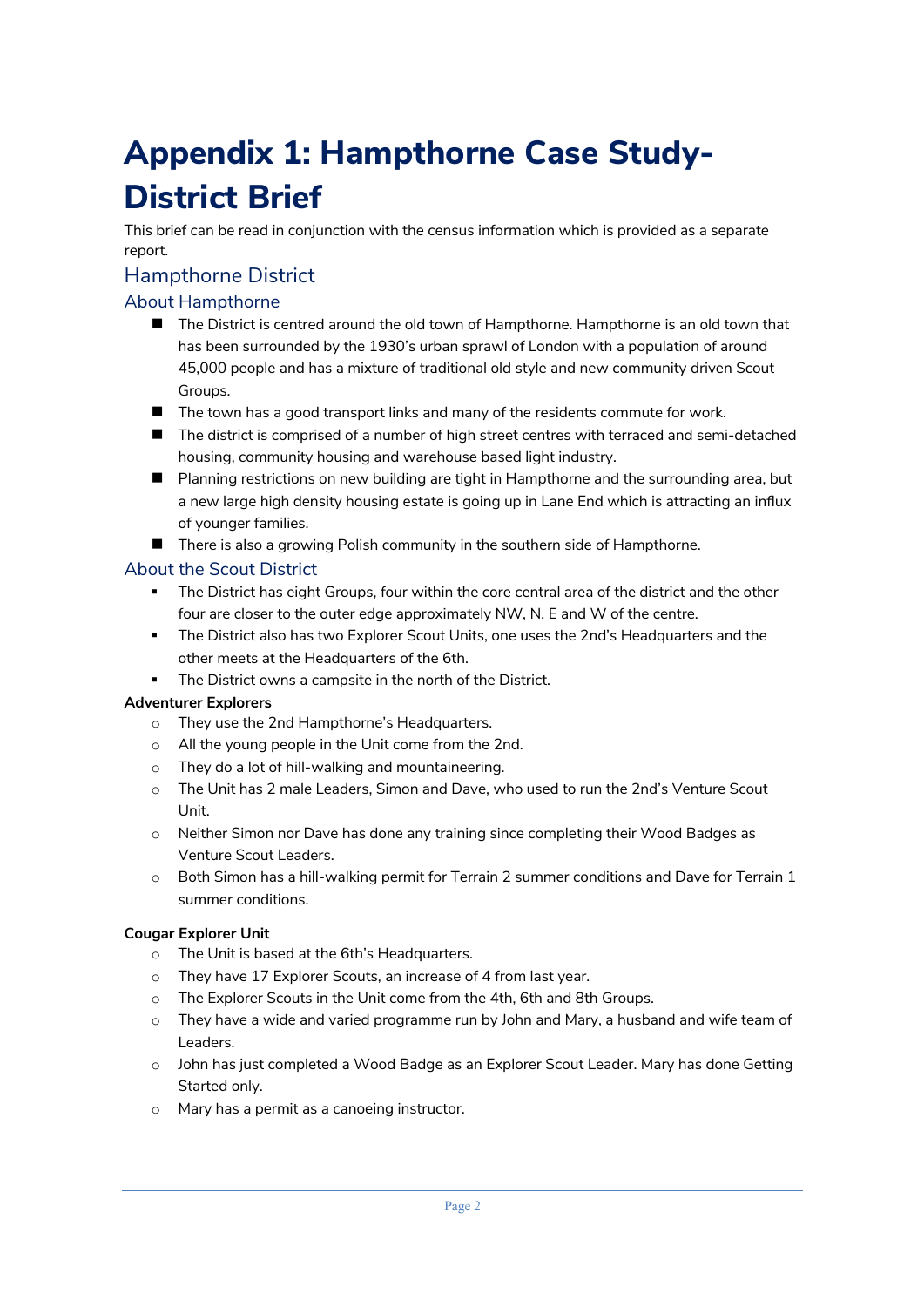# Appendix 1: Hampthorne Case Study-District Brief

This brief can be read in conjunction with the census information which is provided as a separate report.

## Hampthorne District

### About Hampthorne

- The District is centred around the old town of Hampthorne. Hampthorne is an old town that has been surrounded by the 1930's urban sprawl of London with a population of around 45,000 people and has a mixture of traditional old style and new community driven Scout Groups.
- The town has a good transport links and many of the residents commute for work.
- The district is comprised of a number of high street centres with terraced and semi-detached housing, community housing and warehouse based light industry.
- Planning restrictions on new building are tight in Hampthorne and the surrounding area, but a new large high density housing estate is going up in Lane End which is attracting an influx of younger families.
- There is also a growing Polish community in the southern side of Hampthorne.

### About the Scout District

- The District has eight Groups, four within the core central area of the district and the other four are closer to the outer edge approximately NW, N, E and W of the centre.
- The District also has two Explorer Scout Units, one uses the 2nd's Headquarters and the other meets at the Headquarters of the 6th.
- The District owns a campsite in the north of the District.

**Adventurer Explorers**

- They use the 2nd Hampthorne's Headquarters.
- All the young people in the Unit come from the 2nd.
- They do a lot of hill-walking and mountaineering.
- The Unit has 2 male Leaders, Simon and Dave, who used to run the 2nd's Venture Scout Unit.
- Neither Simon nor Dave has done any training since completing their Wood Badges as Venture Scout Leaders.
- Both Simon has a hill-walking permit for Terrain 2 summer conditions and Dave for Terrain 1 summer conditions.

**Cougar Explorer Unit**

- The Unit is based at the 6th's Headquarters.
- They have 17 Explorer Scouts, an increase of 4 from last year.
- The Explorer Scouts in the Unit come from the 4th, 6th and 8th Groups.
- They have a wide and varied programme run by John and Mary, a husband and wife team of Leaders.
- John has just completed a Wood Badge as an Explorer Scout Leader. Mary has done Getting Started only.
- Mary has a permit as a canoeing instructor.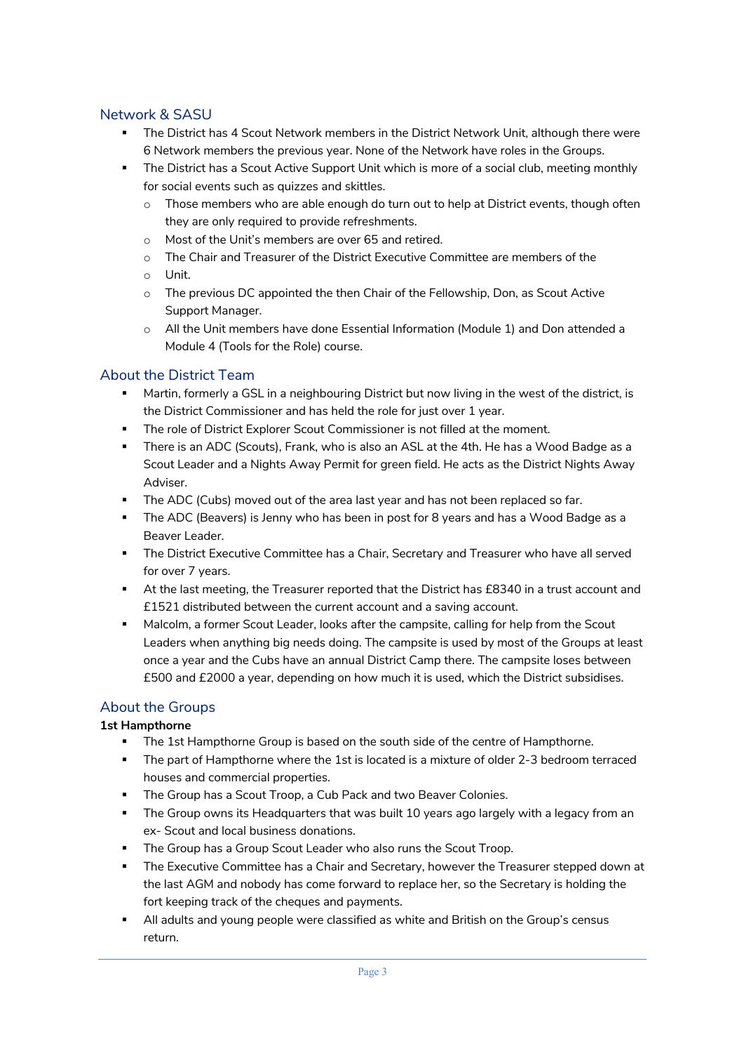## Network & SASU

- The District has 4 Scout Network members in the District Network Unit, although there were 6 Network members the previous year. None of the Network have roles in the Groups.
- The District has a Scout Active Support Unit which is more of a social club, meeting monthly for social events such as quizzes and skittles.
  - Those members who are able enough do turn out to help at District events, though often they are only required to provide refreshments.
  - Most of the Unit's members are over 65 and retired.
  - The Chair and Treasurer of the District Executive Committee are members of the
  - Unit.
  - The previous DC appointed the then Chair of the Fellowship, Don, as Scout Active Support Manager.
  - All the Unit members have done Essential Information (Module 1) and Don attended a Module 4 (Tools for the Role) course.

## About the District Team

- Martin, formerly a GSL in a neighbouring District but now living in the west of the district, is the District Commissioner and has held the role for just over 1 year.
- The role of District Explorer Scout Commissioner is not filled at the moment.
- There is an ADC (Scouts), Frank, who is also an ASL at the 4th. He has a Wood Badge as a Scout Leader and a Nights Away Permit for green field. He acts as the District Nights Away Adviser.
- The ADC (Cubs) moved out of the area last year and has not been replaced so far.
- The ADC (Beavers) is Jenny who has been in post for 8 years and has a Wood Badge as a Beaver Leader.
- The District Executive Committee has a Chair, Secretary and Treasurer who have all served for over 7 years.
- At the last meeting, the Treasurer reported that the District has £8340 in a trust account and £1521 distributed between the current account and a saving account.
- Malcolm, a former Scout Leader, looks after the campsite, calling for help from the Scout Leaders when anything big needs doing. The campsite is used by most of the Groups at least once a year and the Cubs have an annual District Camp there. The campsite loses between £500 and £2000 a year, depending on how much it is used, which the District subsidises.

## About the Groups

**1st Hampthorne**

- The 1st Hampthorne Group is based on the south side of the centre of Hampthorne.
- The part of Hampthorne where the 1st is located is a mixture of older 2-3 bedroom terraced houses and commercial properties.
- The Group has a Scout Troop, a Cub Pack and two Beaver Colonies.
- The Group owns its Headquarters that was built 10 years ago largely with a legacy from an ex- Scout and local business donations.
- The Group has a Group Scout Leader who also runs the Scout Troop.
- The Executive Committee has a Chair and Secretary, however the Treasurer stepped down at the last AGM and nobody has come forward to replace her, so the Secretary is holding the fort keeping track of the cheques and payments.
- All adults and young people were classified as white and British on the Group's census return.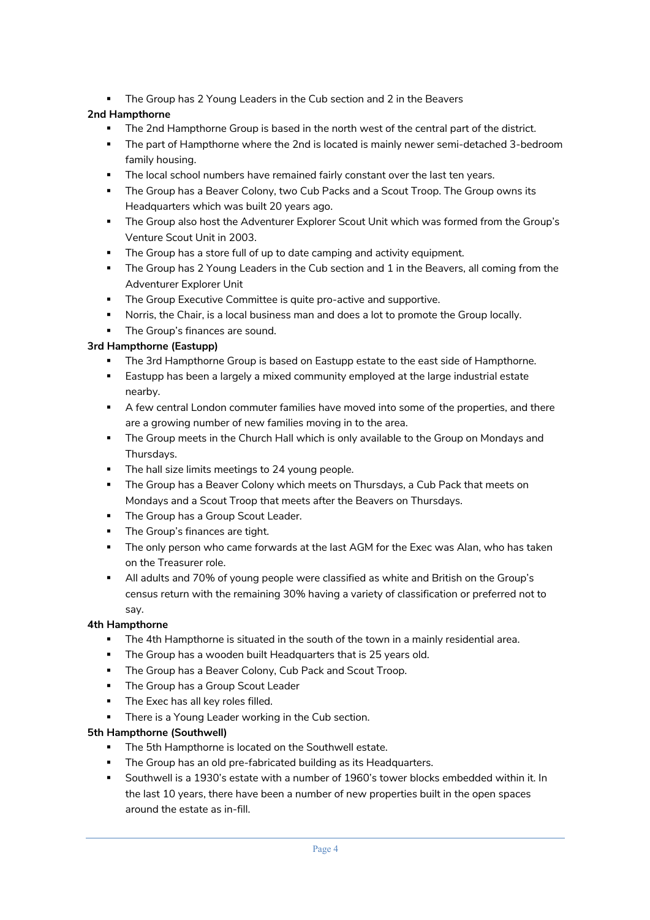- The Group has 2 Young Leaders in the Cub section and 2 in the Beavers

**2nd Hampthorne**

- The 2nd Hampthorne Group is based in the north west of the central part of the district.
- The part of Hampthorne where the 2nd is located is mainly newer semi-detached 3-bedroom family housing.
- The local school numbers have remained fairly constant over the last ten years.
- The Group has a Beaver Colony, two Cub Packs and a Scout Troop. The Group owns its Headquarters which was built 20 years ago.
- The Group also host the Adventurer Explorer Scout Unit which was formed from the Group's Venture Scout Unit in 2003.
- The Group has a store full of up to date camping and activity equipment.
- The Group has 2 Young Leaders in the Cub section and 1 in the Beavers, all coming from the Adventurer Explorer Unit
- The Group Executive Committee is quite pro-active and supportive.
- Norris, the Chair, is a local business man and does a lot to promote the Group locally.
- The Group's finances are sound.

**3rd Hampthorne (Eastupp)**

- The 3rd Hampthorne Group is based on Eastupp estate to the east side of Hampthorne.
- Eastupp has been a largely a mixed community employed at the large industrial estate nearby.
- A few central London commuter families have moved into some of the properties, and there are a growing number of new families moving in to the area.
- The Group meets in the Church Hall which is only available to the Group on Mondays and Thursdays.
- The hall size limits meetings to 24 young people.
- The Group has a Beaver Colony which meets on Thursdays, a Cub Pack that meets on Mondays and a Scout Troop that meets after the Beavers on Thursdays.
- The Group has a Group Scout Leader.
- The Group's finances are tight.
- The only person who came forwards at the last AGM for the Exec was Alan, who has taken on the Treasurer role.
- All adults and 70% of young people were classified as white and British on the Group's census return with the remaining 30% having a variety of classification or preferred not to say.

**4th Hampthorne**

- The 4th Hampthorne is situated in the south of the town in a mainly residential area.
- The Group has a wooden built Headquarters that is 25 years old.
- The Group has a Beaver Colony, Cub Pack and Scout Troop.
- The Group has a Group Scout Leader
- The Exec has all key roles filled.
- There is a Young Leader working in the Cub section.

**5th Hampthorne (Southwell)**

- The 5th Hampthorne is located on the Southwell estate.
- The Group has an old pre-fabricated building as its Headquarters.
- Southwell is a 1930's estate with a number of 1960's tower blocks embedded within it. In the last 10 years, there have been a number of new properties built in the open spaces around the estate as in-fill.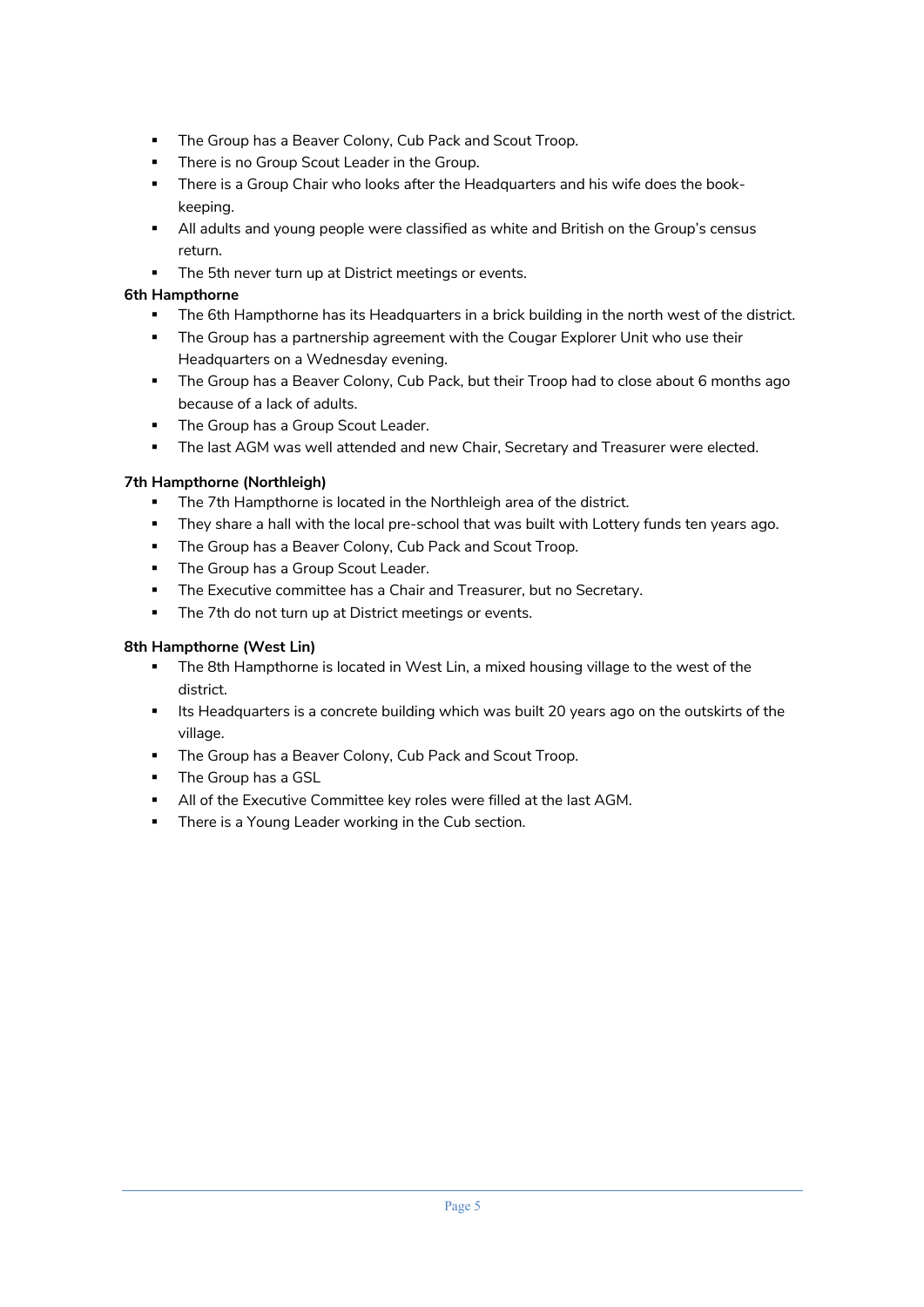- The Group has a Beaver Colony, Cub Pack and Scout Troop.
- There is no Group Scout Leader in the Group.
- There is a Group Chair who looks after the Headquarters and his wife does the book-keeping.
- All adults and young people were classified as white and British on the Group's census return.
- The 5th never turn up at District meetings or events.

**6th Hampthorne**

- The 6th Hampthorne has its Headquarters in a brick building in the north west of the district.
- The Group has a partnership agreement with the Cougar Explorer Unit who use their Headquarters on a Wednesday evening.
- The Group has a Beaver Colony, Cub Pack, but their Troop had to close about 6 months ago because of a lack of adults.
- The Group has a Group Scout Leader.
- The last AGM was well attended and new Chair, Secretary and Treasurer were elected.

**7th Hampthorne (Northleigh)**

- The 7th Hampthorne is located in the Northleigh area of the district.
- They share a hall with the local pre-school that was built with Lottery funds ten years ago.
- The Group has a Beaver Colony, Cub Pack and Scout Troop.
- The Group has a Group Scout Leader.
- The Executive committee has a Chair and Treasurer, but no Secretary.
- The 7th do not turn up at District meetings or events.

**8th Hampthorne (West Lin)**

- The 8th Hampthorne is located in West Lin, a mixed housing village to the west of the district.
- Its Headquarters is a concrete building which was built 20 years ago on the outskirts of the village.
- The Group has a Beaver Colony, Cub Pack and Scout Troop.
- The Group has a GSL
- All of the Executive Committee key roles were filled at the last AGM.
- There is a Young Leader working in the Cub section.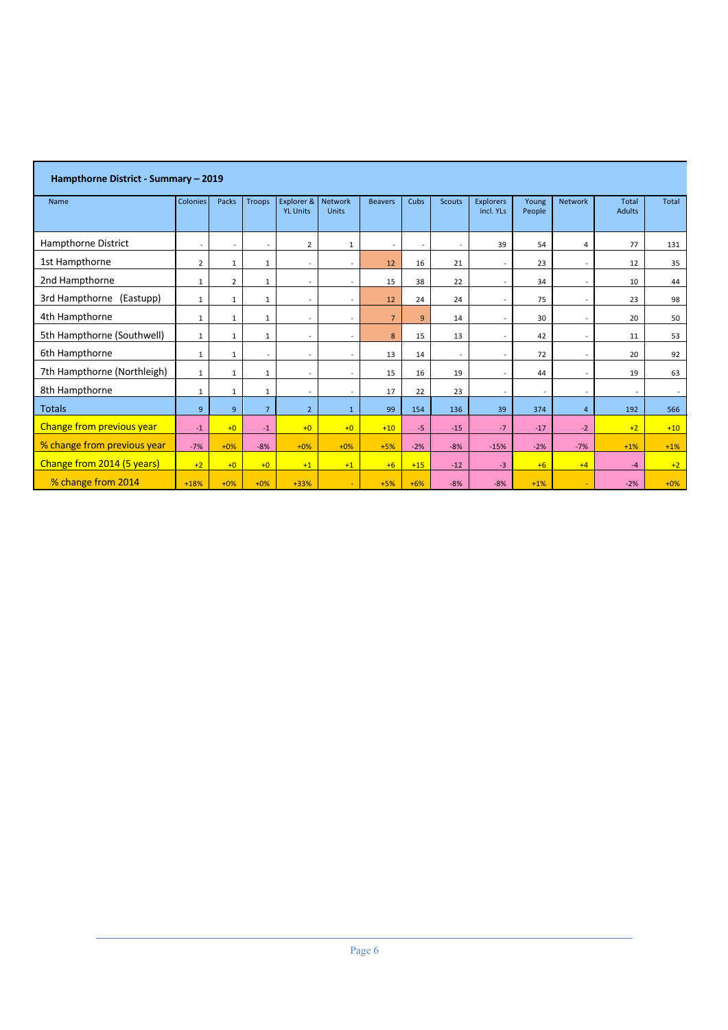## Hampthorne District - Summary – 2019

| Name | Colonies | Packs | Troops | Explorer & YL Units | Network Units | Beavers | Cubs | Scouts | Explorers incl. YLs | Young People | Network | Total Adults | Total |
|---|---|---|---|---|---|---|---|---|---|---|---|---|---|
| Hampthorne District | - | - | - | 2 | 1 | - | - | - | 39 | 54 | 4 | 77 | 131 |
| 1st Hampthorne | 2 | 1 | 1 | - | - | 12 | 16 | 21 | - | 23 | - | 12 | 35 |
| 2nd Hampthorne | 1 | 2 | 1 | - | - | 15 | 38 | 22 | - | 34 | - | 10 | 44 |
| 3rd Hampthorne (Eastupp) | 1 | 1 | 1 | - | - | 12 | 24 | 24 | - | 75 | - | 23 | 98 |
| 4th Hampthorne | 1 | 1 | 1 | - | - | 7 | 9 | 14 | - | 30 | - | 20 | 50 |
| 5th Hampthorne (Southwell) | 1 | 1 | 1 | - | - | 8 | 15 | 13 | - | 42 | - | 11 | 53 |
| 6th Hampthorne | 1 | 1 | - | - | - | 13 | 14 | - | - | 72 | - | 20 | 92 |
| 7th Hampthorne (Northleigh) | 1 | 1 | 1 | - | - | 15 | 16 | 19 | - | 44 | - | 19 | 63 |
| 8th Hampthorne | 1 | 1 | 1 | - | - | 17 | 22 | 23 | - | - | - | - | - |
| Totals | 9 | 9 | 7 | 2 | 1 | 99 | 154 | 136 | 39 | 374 | 4 | 192 | 566 |
| Change from previous year | -1 | +0 | -1 | +0 | +0 | +10 | -5 | -15 | -7 | -17 | -2 | +2 | +10 |
| % change from previous year | -7% | +0% | -8% | +0% | +0% | +5% | -2% | -8% | -15% | -2% | -7% | +1% | +1% |
| Change from 2014 (5 years) | +2 | +0 | +0 | +1 | +1 | +6 | +15 | -12 | -3 | +6 | +4 | -4 | +2 |
| % change from 2014 | +18% | +0% | +0% | +33% | - | +5% | +6% | -8% | -8% | +1% | - | -2% | +0% |